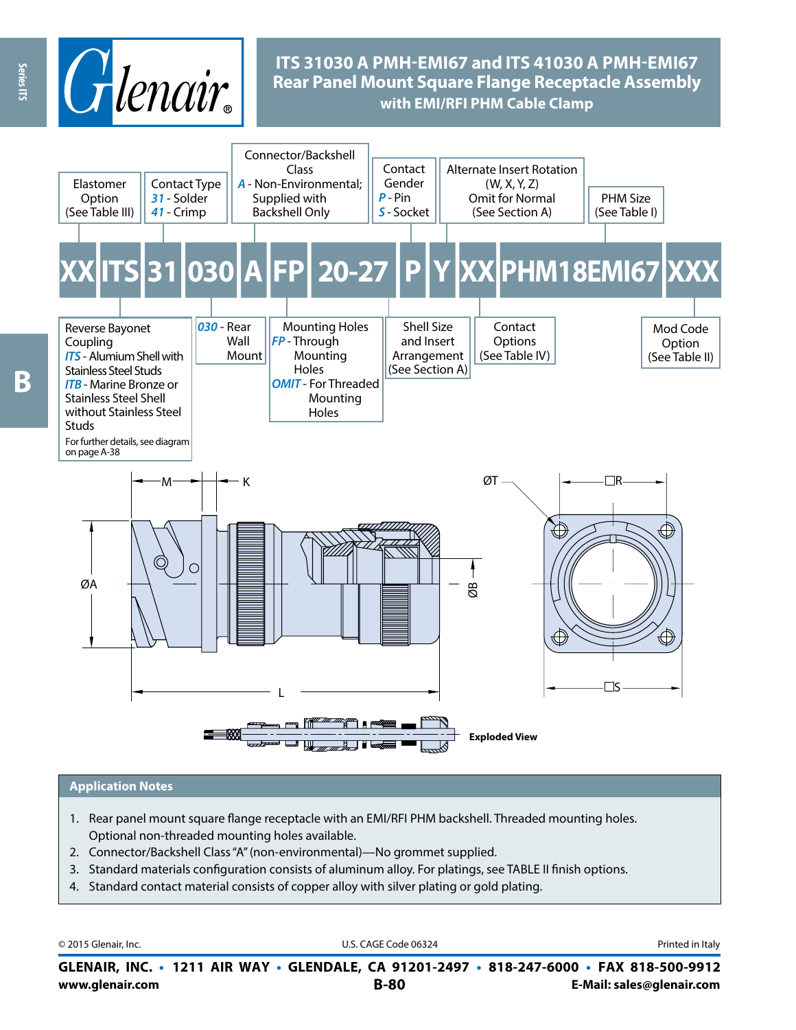# ITS 31030 A PMH-EMI67 and ITS 41030 A PMH-EMI67
## Rear Panel Mount Square Flange Receptacle Assembly
### with EMI/RFI PHM Cable Clamp

**XX ITS 31 030 A FP 20-27 P Y XX PHM18EMI67 XXX**

- **XX** – Elastomer Option (See Table III)
- **ITS** – Reverse Bayonet Coupling
  - *ITS* - Alumium Shell with Stainless Steel Studs
  - *ITB* - Marine Bronze or Stainless Steel Shell without Stainless Steel Studs
  - For further details, see diagram on page A-38
- **31** – Contact Type
  - *31* - Solder
  - *41* - Crimp
- **030** – *030* - Rear Wall Mount
- **A** – Connector/Backshell Class
  - *A* - Non-Environmental; Supplied with Backshell Only
- **FP** – Mounting Holes
  - *FP* - Through Mounting Holes
  - *OMIT* - For Threaded Mounting Holes
- **20-27** – Shell Size and Insert Arrangement (See Section A)
- **P** – Contact Gender
  - *P* - Pin
  - *S* - Socket
- **Y** – Alternate Insert Rotation (W, X, Y, Z) Omit for Normal (See Section A)
- **XX** – Contact Options (See Table IV)
- **PHM18EMI67** – PHM Size (See Table I)
- **XXX** – Mod Code Option (See Table II)

Dimensions: M, K, ØA, ØB, L, ØT, □R, □S

Exploded View

## Application Notes

1. Rear panel mount square flange receptacle with an EMI/RFI PHM backshell. Threaded mounting holes. Optional non-threaded mounting holes available.
2. Connector/Backshell Class "A" (non-environmental)—No grommet supplied.
3. Standard materials configuration consists of aluminum alloy. For platings, see TABLE II finish options.
4. Standard contact material consists of copper alloy with silver plating or gold plating.

© 2015 Glenair, Inc. U.S. CAGE Code 06324 Printed in Italy

**GLENAIR, INC. • 1211 AIR WAY • GLENDALE, CA 91201-2497 • 818-247-6000 • FAX 818-500-9912**
**www.glenair.com** **E-Mail: sales@glenair.com**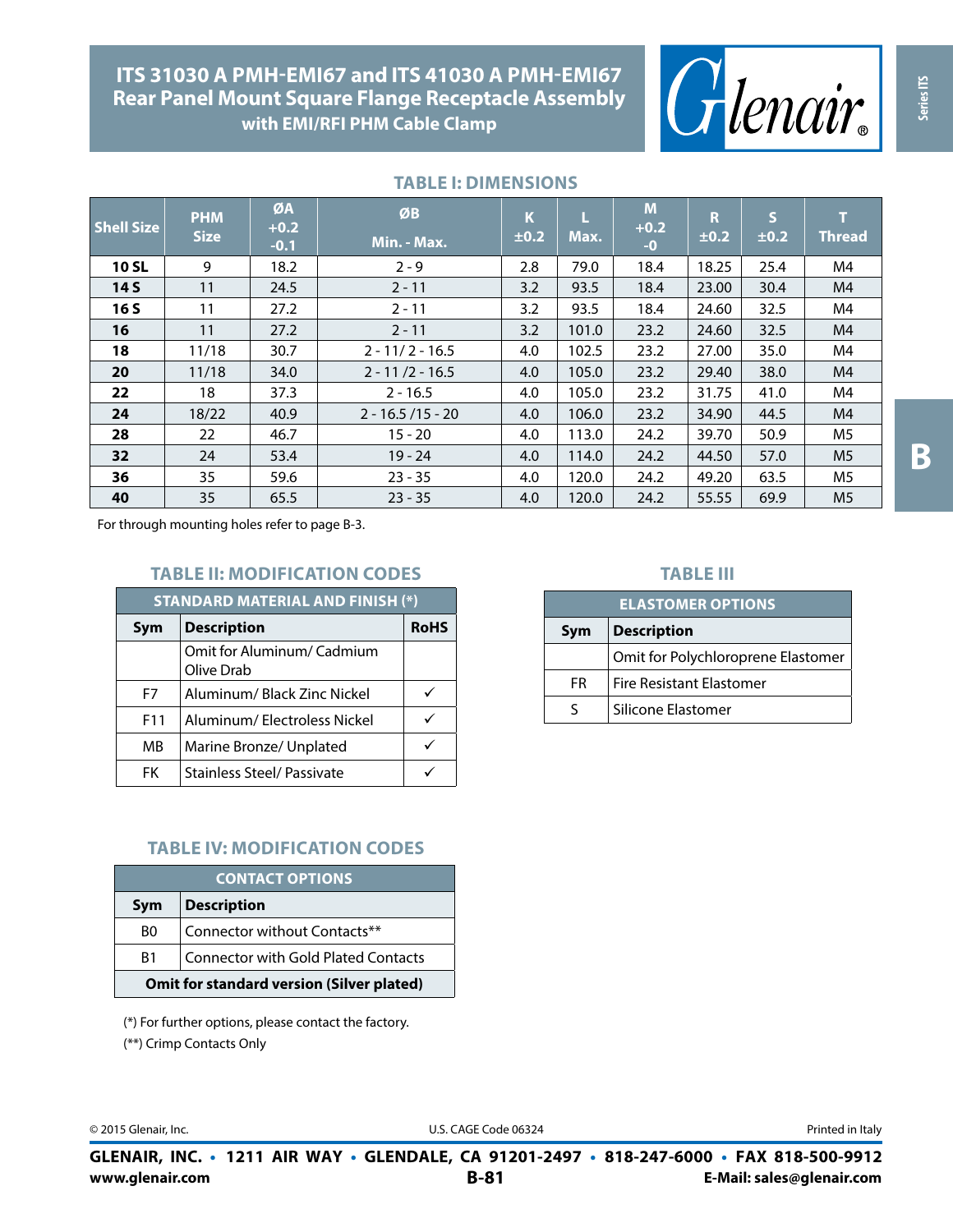# ITS 31030 A PMH-EMI67 and ITS 41030 A PMH-EMI67 Rear Panel Mount Square Flange Receptacle Assembly with EMI/RFI PHM Cable Clamp

## TABLE I: DIMENSIONS

| Shell Size | PHM Size | ØA +0.2 -0.1 | ØB Min. - Max. | K ±0.2 | L Max. | M +0.2 -0 | R ±0.2 | S ±0.2 | T Thread |
|---|---|---|---|---|---|---|---|---|---|
| **10 SL** | 9 | 18.2 | 2 - 9 | 2.8 | 79.0 | 18.4 | 18.25 | 25.4 | M4 |
| **14 S** | 11 | 24.5 | 2 - 11 | 3.2 | 93.5 | 18.4 | 23.00 | 30.4 | M4 |
| **16 S** | 11 | 27.2 | 2 - 11 | 3.2 | 93.5 | 18.4 | 24.60 | 32.5 | M4 |
| **16** | 11 | 27.2 | 2 - 11 | 3.2 | 101.0 | 23.2 | 24.60 | 32.5 | M4 |
| **18** | 11/18 | 30.7 | 2 - 11/ 2 - 16.5 | 4.0 | 102.5 | 23.2 | 27.00 | 35.0 | M4 |
| **20** | 11/18 | 34.0 | 2 - 11 /2 - 16.5 | 4.0 | 105.0 | 23.2 | 29.40 | 38.0 | M4 |
| **22** | 18 | 37.3 | 2 - 16.5 | 4.0 | 105.0 | 23.2 | 31.75 | 41.0 | M4 |
| **24** | 18/22 | 40.9 | 2 - 16.5 /15 - 20 | 4.0 | 106.0 | 23.2 | 34.90 | 44.5 | M4 |
| **28** | 22 | 46.7 | 15 - 20 | 4.0 | 113.0 | 24.2 | 39.70 | 50.9 | M5 |
| **32** | 24 | 53.4 | 19 - 24 | 4.0 | 114.0 | 24.2 | 44.50 | 57.0 | M5 |
| **36** | 35 | 59.6 | 23 - 35 | 4.0 | 120.0 | 24.2 | 49.20 | 63.5 | M5 |
| **40** | 35 | 65.5 | 23 - 35 | 4.0 | 120.0 | 24.2 | 55.55 | 69.9 | M5 |

For through mounting holes refer to page B-3.

## TABLE II: MODIFICATION CODES

| STANDARD MATERIAL AND FINISH (*) | | |
|---|---|---|
| **Sym** | **Description** | **RoHS** |
| | Omit for Aluminum/ Cadmium Olive Drab | |
| F7 | Aluminum/ Black Zinc Nickel | ✓ |
| F11 | Aluminum/ Electroless Nickel | ✓ |
| MB | Marine Bronze/ Unplated | ✓ |
| FK | Stainless Steel/ Passivate | ✓ |

## TABLE III

| ELASTOMER OPTIONS | |
|---|---|
| **Sym** | **Description** |
| | Omit for Polychloroprene Elastomer |
| FR | Fire Resistant Elastomer |
| S | Silicone Elastomer |

## TABLE IV: MODIFICATION CODES

| CONTACT OPTIONS | |
|---|---|
| **Sym** | **Description** |
| B0 | Connector without Contacts** |
| B1 | Connector with Gold Plated Contacts |
| **Omit for standard version (Silver plated)** | |

(*) For further options, please contact the factory.

(**) Crimp Contacts Only